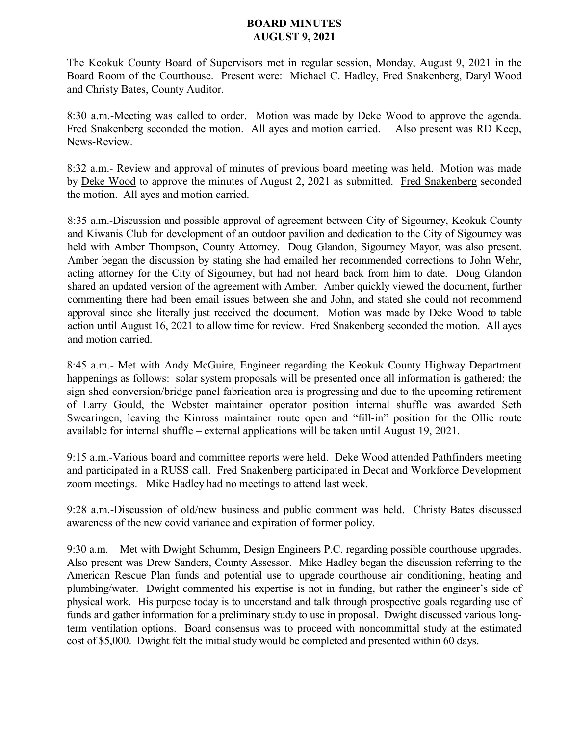# BOARD MINUTES
# AUGUST 9, 2021

The Keokuk County Board of Supervisors met in regular session, Monday, August 9, 2021 in the Board Room of the Courthouse. Present were: Michael C. Hadley, Fred Snakenberg, Daryl Wood and Christy Bates, County Auditor.

8:30 a.m.-Meeting was called to order. Motion was made by Deke Wood to approve the agenda. Fred Snakenberg seconded the motion. All ayes and motion carried. Also present was RD Keep, News-Review.

8:32 a.m.- Review and approval of minutes of previous board meeting was held. Motion was made by Deke Wood to approve the minutes of August 2, 2021 as submitted. Fred Snakenberg seconded the motion. All ayes and motion carried.

8:35 a.m.-Discussion and possible approval of agreement between City of Sigourney, Keokuk County and Kiwanis Club for development of an outdoor pavilion and dedication to the City of Sigourney was held with Amber Thompson, County Attorney. Doug Glandon, Sigourney Mayor, was also present. Amber began the discussion by stating she had emailed her recommended corrections to John Wehr, acting attorney for the City of Sigourney, but had not heard back from him to date. Doug Glandon shared an updated version of the agreement with Amber. Amber quickly viewed the document, further commenting there had been email issues between she and John, and stated she could not recommend approval since she literally just received the document. Motion was made by Deke Wood to table action until August 16, 2021 to allow time for review. Fred Snakenberg seconded the motion. All ayes and motion carried.

8:45 a.m.- Met with Andy McGuire, Engineer regarding the Keokuk County Highway Department happenings as follows: solar system proposals will be presented once all information is gathered; the sign shed conversion/bridge panel fabrication area is progressing and due to the upcoming retirement of Larry Gould, the Webster maintainer operator position internal shuffle was awarded Seth Swearingen, leaving the Kinross maintainer route open and "fill-in" position for the Ollie route available for internal shuffle – external applications will be taken until August 19, 2021.

9:15 a.m.-Various board and committee reports were held. Deke Wood attended Pathfinders meeting and participated in a RUSS call. Fred Snakenberg participated in Decat and Workforce Development zoom meetings. Mike Hadley had no meetings to attend last week.

9:28 a.m.-Discussion of old/new business and public comment was held. Christy Bates discussed awareness of the new covid variance and expiration of former policy.

9:30 a.m. – Met with Dwight Schumm, Design Engineers P.C. regarding possible courthouse upgrades. Also present was Drew Sanders, County Assessor. Mike Hadley began the discussion referring to the American Rescue Plan funds and potential use to upgrade courthouse air conditioning, heating and plumbing/water. Dwight commented his expertise is not in funding, but rather the engineer's side of physical work. His purpose today is to understand and talk through prospective goals regarding use of funds and gather information for a preliminary study to use in proposal. Dwight discussed various long-term ventilation options. Board consensus was to proceed with noncommittal study at the estimated cost of $5,000. Dwight felt the initial study would be completed and presented within 60 days.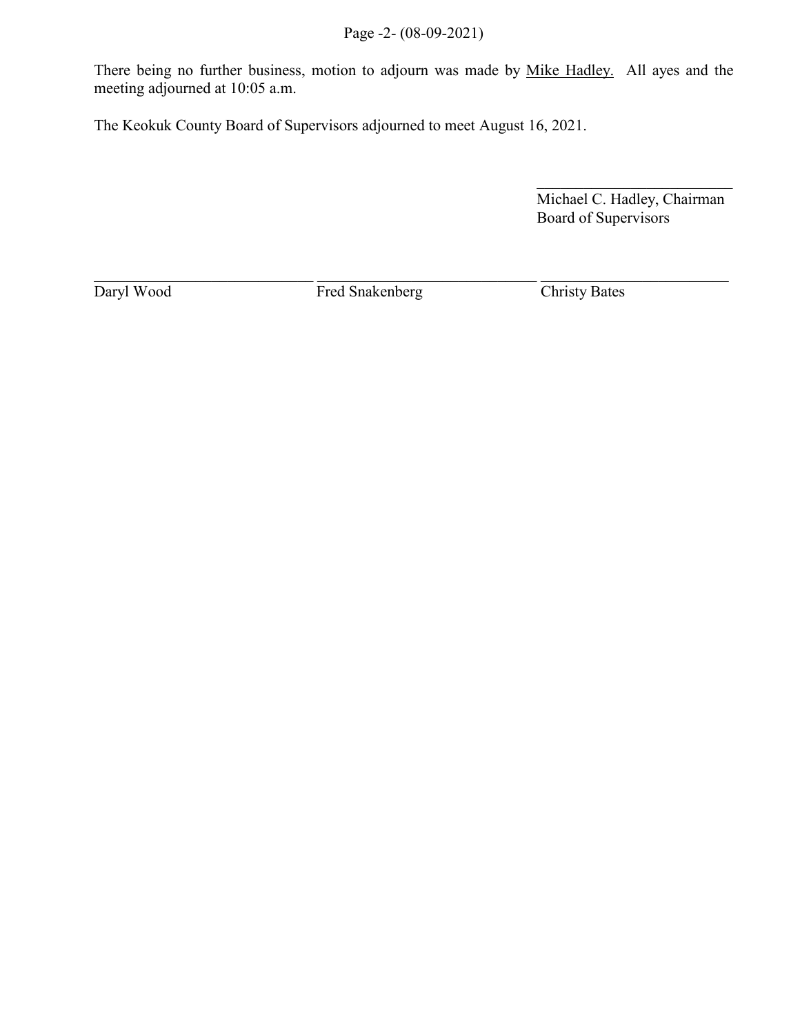There being no further business, motion to adjourn was made by Mike Hadley. All ayes and the meeting adjourned at 10:05 a.m.

The Keokuk County Board of Supervisors adjourned to meet August 16, 2021.

\_\_\_\_\_\_\_\_\_\_\_\_\_\_\_\_\_\_\_\_\_\_\_\_\_\_\_\_
Michael C. Hadley, Chairman
Board of Supervisors

| | | |
|---|---|---|
| \_\_\_\_\_\_\_\_\_\_\_\_\_\_\_\_\_\_\_\_\_\_\_\_\_\_\_\_ | \_\_\_\_\_\_\_\_\_\_\_\_\_\_\_\_\_\_\_\_\_\_\_\_\_\_\_\_ | \_\_\_\_\_\_\_\_\_\_\_\_\_\_\_\_\_\_\_\_\_\_\_\_\_\_\_\_ |
| Daryl Wood | Fred Snakenberg | Christy Bates |